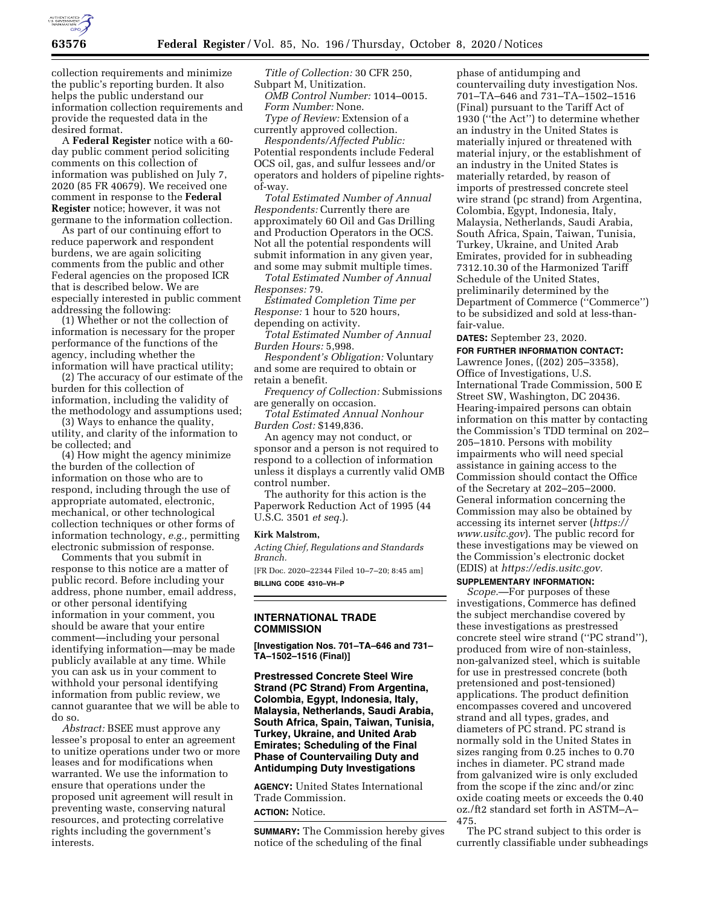collection requirements and minimize the public's reporting burden. It also helps the public understand our information collection requirements and provide the requested data in the desired format.

A **Federal Register** notice with a 60-day public comment period soliciting comments on this collection of information was published on July 7, 2020 (85 FR 40679). We received one comment in response to the **Federal Register** notice; however, it was not germane to the information collection.

As part of our continuing effort to reduce paperwork and respondent burdens, we are again soliciting comments from the public and other Federal agencies on the proposed ICR that is described below. We are especially interested in public comment addressing the following:

(1) Whether or not the collection of information is necessary for the proper performance of the functions of the agency, including whether the information will have practical utility;

(2) The accuracy of our estimate of the burden for this collection of information, including the validity of the methodology and assumptions used;

(3) Ways to enhance the quality, utility, and clarity of the information to be collected; and

(4) How might the agency minimize the burden of the collection of information on those who are to respond, including through the use of appropriate automated, electronic, mechanical, or other technological collection techniques or other forms of information technology, *e.g.,* permitting electronic submission of response.

Comments that you submit in response to this notice are a matter of public record. Before including your address, phone number, email address, or other personal identifying information in your comment, you should be aware that your entire comment—including your personal identifying information—may be made publicly available at any time. While you can ask us in your comment to withhold your personal identifying information from public review, we cannot guarantee that we will be able to do so.

*Abstract:* BSEE must approve any lessee's proposal to enter an agreement to unitize operations under two or more leases and for modifications when warranted. We use the information to ensure that operations under the proposed unit agreement will result in preventing waste, conserving natural resources, and protecting correlative rights including the government's interests.

*Title of Collection:* 30 CFR 250, Subpart M, Unitization.

*OMB Control Number:* 1014–0015.

*Form Number:* None.

*Type of Review:* Extension of a currently approved collection.

*Respondents/Affected Public:* Potential respondents include Federal OCS oil, gas, and sulfur lessees and/or operators and holders of pipeline rights-of-way.

*Total Estimated Number of Annual Respondents:* Currently there are approximately 60 Oil and Gas Drilling and Production Operators in the OCS. Not all the potential respondents will submit information in any given year, and some may submit multiple times.

*Total Estimated Number of Annual Responses:* 79.

*Estimated Completion Time per Response:* 1 hour to 520 hours, depending on activity.

*Total Estimated Number of Annual Burden Hours:* 5,998.

*Respondent's Obligation:* Voluntary and some are required to obtain or retain a benefit.

*Frequency of Collection:* Submissions are generally on occasion.

*Total Estimated Annual Nonhour Burden Cost:* $149,836.

An agency may not conduct, or sponsor and a person is not required to respond to a collection of information unless it displays a currently valid OMB control number.

The authority for this action is the Paperwork Reduction Act of 1995 (44 U.S.C. 3501 *et seq.*).

**Kirk Malstrom,**

*Acting Chief, Regulations and Standards Branch.*

[FR Doc. 2020–22344 Filed 10–7–20; 8:45 am]

**BILLING CODE 4310–VH–P**

## INTERNATIONAL TRADE COMMISSION

**[Investigation Nos. 701–TA–646 and 731–TA–1502–1516 (Final)]**

### Prestressed Concrete Steel Wire Strand (PC Strand) From Argentina, Colombia, Egypt, Indonesia, Italy, Malaysia, Netherlands, Saudi Arabia, South Africa, Spain, Taiwan, Tunisia, Turkey, Ukraine, and United Arab Emirates; Scheduling of the Final Phase of Countervailing Duty and Antidumping Duty Investigations

**AGENCY:** United States International Trade Commission.

**ACTION:** Notice.

**SUMMARY:** The Commission hereby gives notice of the scheduling of the final phase of antidumping and countervailing duty investigation Nos. 701–TA–646 and 731–TA–1502–1516 (Final) pursuant to the Tariff Act of 1930 (''the Act'') to determine whether an industry in the United States is materially injured or threatened with material injury, or the establishment of an industry in the United States is materially retarded, by reason of imports of prestressed concrete steel wire strand (pc strand) from Argentina, Colombia, Egypt, Indonesia, Italy, Malaysia, Netherlands, Saudi Arabia, South Africa, Spain, Taiwan, Tunisia, Turkey, Ukraine, and United Arab Emirates, provided for in subheading 7312.10.30 of the Harmonized Tariff Schedule of the United States, preliminarily determined by the Department of Commerce (''Commerce'') to be subsidized and sold at less-than-fair-value.

**DATES:** September 23, 2020.

**FOR FURTHER INFORMATION CONTACT:** Lawrence Jones, ((202) 205–3358), Office of Investigations, U.S. International Trade Commission, 500 E Street SW, Washington, DC 20436. Hearing-impaired persons can obtain information on this matter by contacting the Commission's TDD terminal on 202–205–1810. Persons with mobility impairments who will need special assistance in gaining access to the Commission should contact the Office of the Secretary at 202–205–2000. General information concerning the Commission may also be obtained by accessing its internet server (*https://www.usitc.gov*). The public record for these investigations may be viewed on the Commission's electronic docket (EDIS) at *https://edis.usitc.gov.*

**SUPPLEMENTARY INFORMATION:**

*Scope.*—For purposes of these investigations, Commerce has defined the subject merchandise covered by these investigations as prestressed concrete steel wire strand (''PC strand''), produced from wire of non-stainless, non-galvanized steel, which is suitable for use in prestressed concrete (both pretensioned and post-tensioned) applications. The product definition encompasses covered and uncovered strand and all types, grades, and diameters of PC strand. PC strand is normally sold in the United States in sizes ranging from 0.25 inches to 0.70 inches in diameter. PC strand made from galvanized wire is only excluded from the scope if the zinc and/or zinc oxide coating meets or exceeds the 0.40 oz./ft2 standard set forth in ASTM–A–475.

The PC strand subject to this order is currently classifiable under subheadings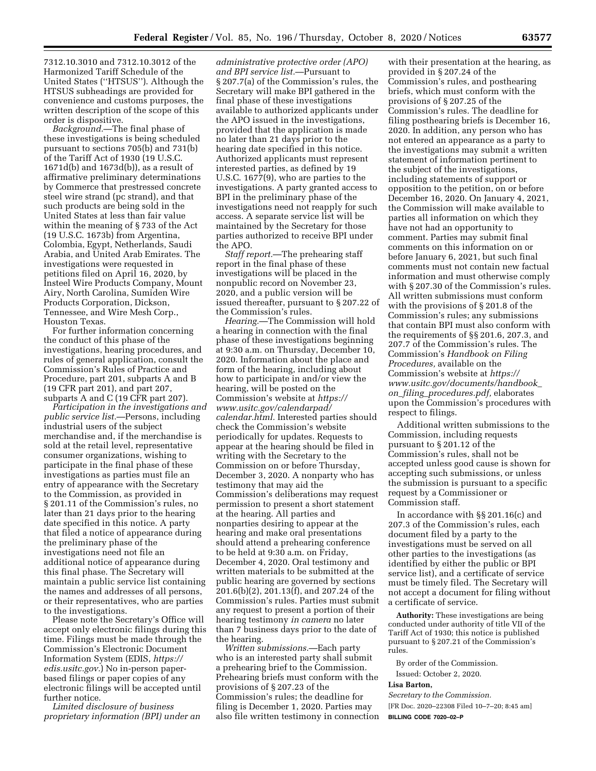7312.10.3010 and 7312.10.3012 of the Harmonized Tariff Schedule of the United States (''HTSUS''). Although the HTSUS subheadings are provided for convenience and customs purposes, the written description of the scope of this order is dispositive.

*Background.*—The final phase of these investigations is being scheduled pursuant to sections 705(b) and 731(b) of the Tariff Act of 1930 (19 U.S.C. 1671d(b) and 1673d(b)), as a result of affirmative preliminary determinations by Commerce that prestressed concrete steel wire strand (pc strand), and that such products are being sold in the United States at less than fair value within the meaning of § 733 of the Act (19 U.S.C. 1673b) from Argentina, Colombia, Egypt, Netherlands, Saudi Arabia, and United Arab Emirates. The investigations were requested in petitions filed on April 16, 2020, by Insteel Wire Products Company, Mount Airy, North Carolina, Sumiden Wire Products Corporation, Dickson, Tennessee, and Wire Mesh Corp., Houston Texas.

For further information concerning the conduct of this phase of the investigations, hearing procedures, and rules of general application, consult the Commission's Rules of Practice and Procedure, part 201, subparts A and B (19 CFR part 201), and part 207, subparts A and C (19 CFR part 207).

*Participation in the investigations and public service list.*—Persons, including industrial users of the subject merchandise and, if the merchandise is sold at the retail level, representative consumer organizations, wishing to participate in the final phase of these investigations as parties must file an entry of appearance with the Secretary to the Commission, as provided in § 201.11 of the Commission's rules, no later than 21 days prior to the hearing date specified in this notice. A party that filed a notice of appearance during the preliminary phase of the investigations need not file an additional notice of appearance during this final phase. The Secretary will maintain a public service list containing the names and addresses of all persons, or their representatives, who are parties to the investigations.

Please note the Secretary's Office will accept only electronic filings during this time. Filings must be made through the Commission's Electronic Document Information System (EDIS, *https://edis.usitc.gov.*) No in-person paper-based filings or paper copies of any electronic filings will be accepted until further notice.

*Limited disclosure of business proprietary information (BPI) under an administrative protective order (APO) and BPI service list.*—Pursuant to § 207.7(a) of the Commission's rules, the Secretary will make BPI gathered in the final phase of these investigations available to authorized applicants under the APO issued in the investigations, provided that the application is made no later than 21 days prior to the hearing date specified in this notice. Authorized applicants must represent interested parties, as defined by 19 U.S.C. 1677(9), who are parties to the investigations. A party granted access to BPI in the preliminary phase of the investigations need not reapply for such access. A separate service list will be maintained by the Secretary for those parties authorized to receive BPI under the APO.

*Staff report.*—The prehearing staff report in the final phase of these investigations will be placed in the nonpublic record on November 23, 2020, and a public version will be issued thereafter, pursuant to § 207.22 of the Commission's rules.

*Hearing.*—The Commission will hold a hearing in connection with the final phase of these investigations beginning at 9:30 a.m. on Thursday, December 10, 2020. Information about the place and form of the hearing, including about how to participate in and/or view the hearing, will be posted on the Commission's website at *https://www.usitc.gov/calendarpad/calendar.html.* Interested parties should check the Commission's website periodically for updates. Requests to appear at the hearing should be filed in writing with the Secretary to the Commission on or before Thursday, December 3, 2020. A nonparty who has testimony that may aid the Commission's deliberations may request permission to present a short statement at the hearing. All parties and nonparties desiring to appear at the hearing and make oral presentations should attend a prehearing conference to be held at 9:30 a.m. on Friday, December 4, 2020. Oral testimony and written materials to be submitted at the public hearing are governed by sections 201.6(b)(2), 201.13(f), and 207.24 of the Commission's rules. Parties must submit any request to present a portion of their hearing testimony *in camera* no later than 7 business days prior to the date of the hearing.

*Written submissions.*—Each party who is an interested party shall submit a prehearing brief to the Commission. Prehearing briefs must conform with the provisions of § 207.23 of the Commission's rules; the deadline for filing is December 1, 2020. Parties may also file written testimony in connection with their presentation at the hearing, as provided in § 207.24 of the Commission's rules, and posthearing briefs, which must conform with the provisions of § 207.25 of the Commission's rules. The deadline for filing posthearing briefs is December 16, 2020. In addition, any person who has not entered an appearance as a party to the investigations may submit a written statement of information pertinent to the subject of the investigations, including statements of support or opposition to the petition, on or before December 16, 2020. On January 4, 2021, the Commission will make available to parties all information on which they have not had an opportunity to comment. Parties may submit final comments on this information on or before January 6, 2021, but such final comments must not contain new factual information and must otherwise comply with § 207.30 of the Commission's rules. All written submissions must conform with the provisions of § 201.8 of the Commission's rules; any submissions that contain BPI must also conform with the requirements of §§ 201.6, 207.3, and 207.7 of the Commission's rules. The Commission's *Handbook on Filing Procedures,* available on the Commission's website at *https://www.usitc.gov/documents/handbook_on_filing_procedures.pdf,* elaborates upon the Commission's procedures with respect to filings.

Additional written submissions to the Commission, including requests pursuant to § 201.12 of the Commission's rules, shall not be accepted unless good cause is shown for accepting such submissions, or unless the submission is pursuant to a specific request by a Commissioner or Commission staff.

In accordance with §§ 201.16(c) and 207.3 of the Commission's rules, each document filed by a party to the investigations must be served on all other parties to the investigations (as identified by either the public or BPI service list), and a certificate of service must be timely filed. The Secretary will not accept a document for filing without a certificate of service.

**Authority:** These investigations are being conducted under authority of title VII of the Tariff Act of 1930; this notice is published pursuant to § 207.21 of the Commission's rules.

By order of the Commission.

Issued: October 2, 2020.

**Lisa Barton,**

*Secretary to the Commission.*

[FR Doc. 2020–22308 Filed 10–7–20; 8:45 am]

**BILLING CODE 7020–02–P**